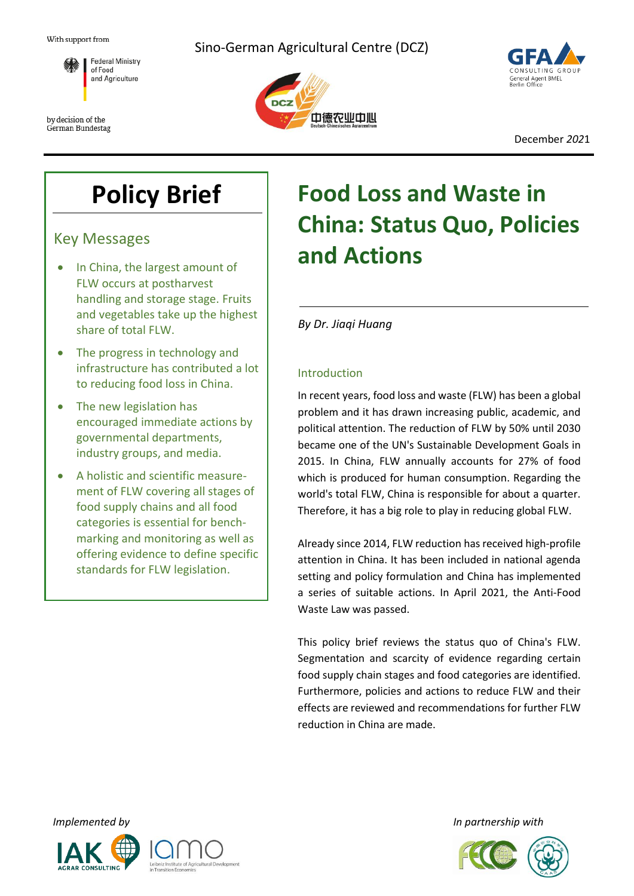With support from

Federal Ministry of Food and Agriculture

by decision of the German Bundestag

Sino-German Agricultural Centre (DCZ)

December *2021*

# Food Loss and Waste in China: Status Quo, Policies and Actions

*By Dr. Jiaqi Huang*

## Policy Brief

### Key Messages

- In China, the largest amount of FLW occurs at postharvest handling and storage stage. Fruits and vegetables take up the highest share of total FLW.
- The progress in technology and infrastructure has contributed a lot to reducing food loss in China.
- The new legislation has encouraged immediate actions by governmental departments, industry groups, and media.
- A holistic and scientific measurement of FLW covering all stages of food supply chains and all food categories is essential for benchmarking and monitoring as well as offering evidence to define specific standards for FLW legislation.

### Introduction

In recent years, food loss and waste (FLW) has been a global problem and it has drawn increasing public, academic, and political attention. The reduction of FLW by 50% until 2030 became one of the UN's Sustainable Development Goals in 2015. In China, FLW annually accounts for 27% of food which is produced for human consumption. Regarding the world's total FLW, China is responsible for about a quarter. Therefore, it has a big role to play in reducing global FLW.

Already since 2014, FLW reduction has received high-profile attention in China. It has been included in national agenda setting and policy formulation and China has implemented a series of suitable actions. In April 2021, the Anti-Food Waste Law was passed.

This policy brief reviews the status quo of China's FLW. Segmentation and scarcity of evidence regarding certain food supply chain stages and food categories are identified. Furthermore, policies and actions to reduce FLW and their effects are reviewed and recommendations for further FLW reduction in China are made.

*Implemented by*

*In partnership with*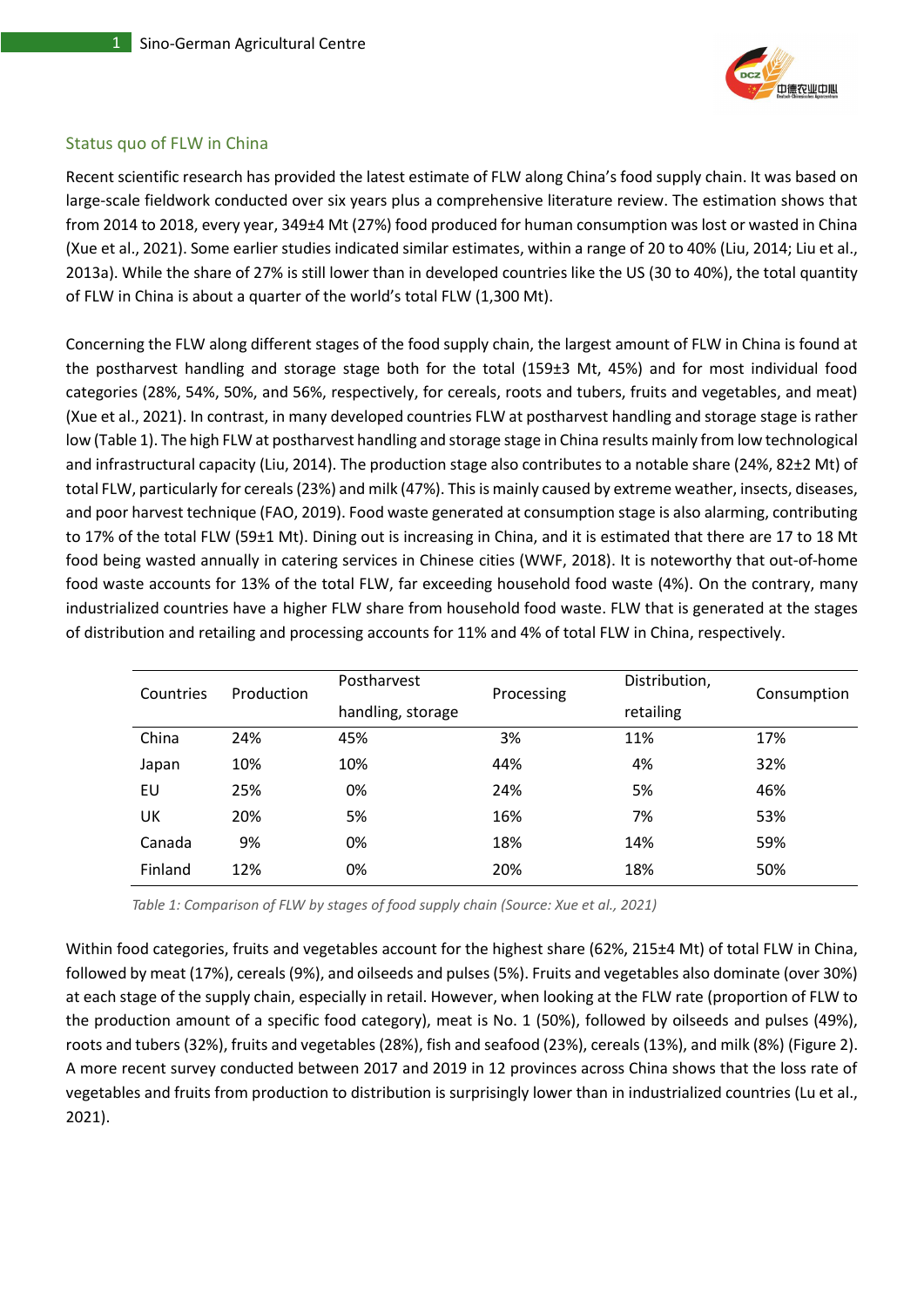## Status quo of FLW in China

Recent scientific research has provided the latest estimate of FLW along China's food supply chain. It was based on large-scale fieldwork conducted over six years plus a comprehensive literature review. The estimation shows that from 2014 to 2018, every year, 349±4 Mt (27%) food produced for human consumption was lost or wasted in China (Xue et al., 2021). Some earlier studies indicated similar estimates, within a range of 20 to 40% (Liu, 2014; Liu et al., 2013a). While the share of 27% is still lower than in developed countries like the US (30 to 40%), the total quantity of FLW in China is about a quarter of the world's total FLW (1,300 Mt).

Concerning the FLW along different stages of the food supply chain, the largest amount of FLW in China is found at the postharvest handling and storage stage both for the total (159±3 Mt, 45%) and for most individual food categories (28%, 54%, 50%, and 56%, respectively, for cereals, roots and tubers, fruits and vegetables, and meat) (Xue et al., 2021). In contrast, in many developed countries FLW at postharvest handling and storage stage is rather low (Table 1). The high FLW at postharvest handling and storage stage in China results mainly from low technological and infrastructural capacity (Liu, 2014). The production stage also contributes to a notable share (24%, 82±2 Mt) of total FLW, particularly for cereals (23%) and milk (47%). This is mainly caused by extreme weather, insects, diseases, and poor harvest technique (FAO, 2019). Food waste generated at consumption stage is also alarming, contributing to 17% of the total FLW (59±1 Mt). Dining out is increasing in China, and it is estimated that there are 17 to 18 Mt food being wasted annually in catering services in Chinese cities (WWF, 2018). It is noteworthy that out-of-home food waste accounts for 13% of the total FLW, far exceeding household food waste (4%). On the contrary, many industrialized countries have a higher FLW share from household food waste. FLW that is generated at the stages of distribution and retailing and processing accounts for 11% and 4% of total FLW in China, respectively.

| Countries | Production | Postharvest handling, storage | Processing | Distribution, retailing | Consumption |
|---|---|---|---|---|---|
| China | 24% | 45% | 3% | 11% | 17% |
| Japan | 10% | 10% | 44% | 4% | 32% |
| EU | 25% | 0% | 24% | 5% | 46% |
| UK | 20% | 5% | 16% | 7% | 53% |
| Canada | 9% | 0% | 18% | 14% | 59% |
| Finland | 12% | 0% | 20% | 18% | 50% |

*Table 1: Comparison of FLW by stages of food supply chain (Source: Xue et al., 2021)*

Within food categories, fruits and vegetables account for the highest share (62%, 215±4 Mt) of total FLW in China, followed by meat (17%), cereals (9%), and oilseeds and pulses (5%). Fruits and vegetables also dominate (over 30%) at each stage of the supply chain, especially in retail. However, when looking at the FLW rate (proportion of FLW to the production amount of a specific food category), meat is No. 1 (50%), followed by oilseeds and pulses (49%), roots and tubers (32%), fruits and vegetables (28%), fish and seafood (23%), cereals (13%), and milk (8%) (Figure 2). A more recent survey conducted between 2017 and 2019 in 12 provinces across China shows that the loss rate of vegetables and fruits from production to distribution is surprisingly lower than in industrialized countries (Lu et al., 2021).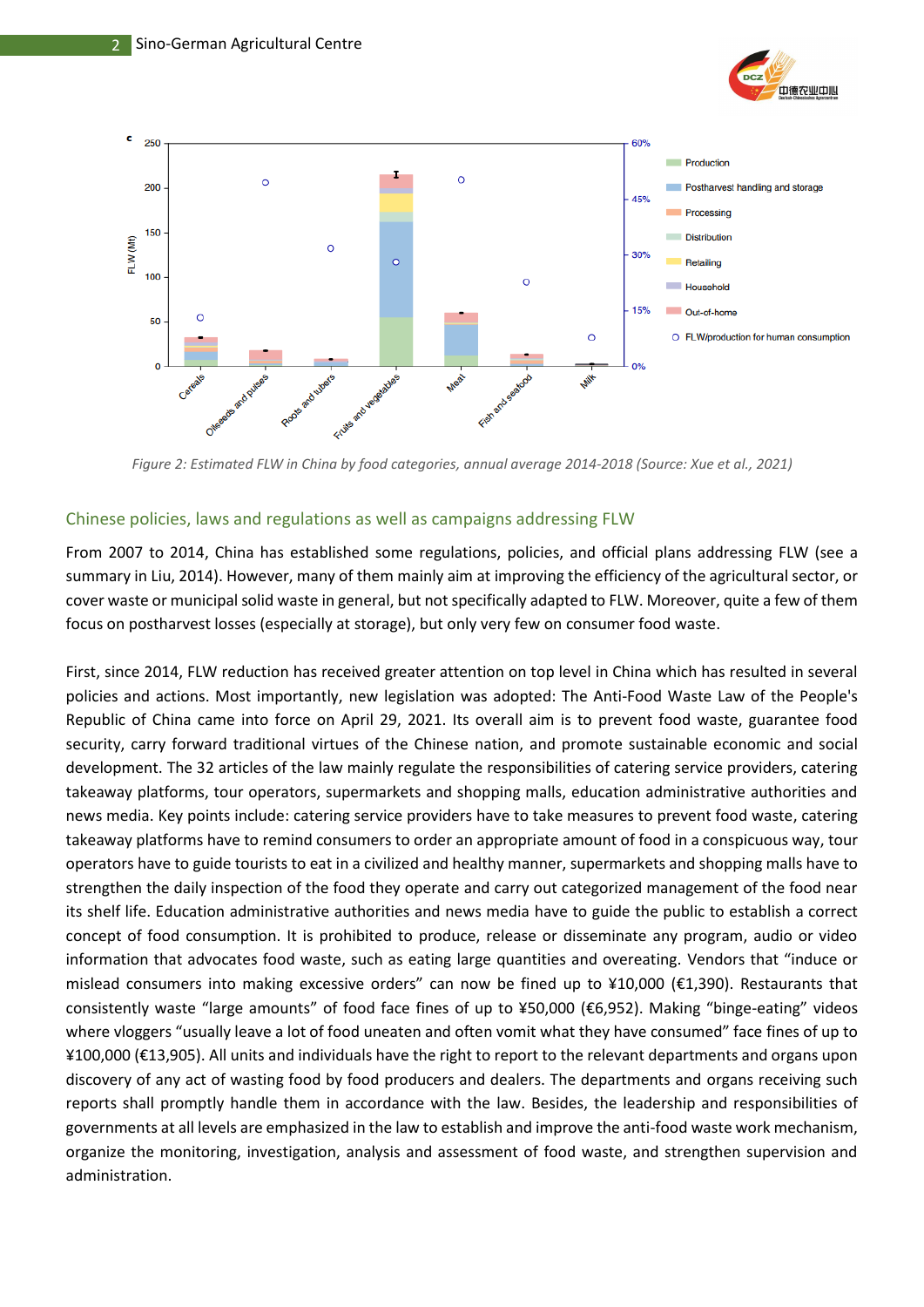*Figure 2: Estimated FLW in China by food categories, annual average 2014-2018 (Source: Xue et al., 2021)*

## Chinese policies, laws and regulations as well as campaigns addressing FLW

From 2007 to 2014, China has established some regulations, policies, and official plans addressing FLW (see a summary in Liu, 2014). However, many of them mainly aim at improving the efficiency of the agricultural sector, or cover waste or municipal solid waste in general, but not specifically adapted to FLW. Moreover, quite a few of them focus on postharvest losses (especially at storage), but only very few on consumer food waste.

First, since 2014, FLW reduction has received greater attention on top level in China which has resulted in several policies and actions. Most importantly, new legislation was adopted: The Anti-Food Waste Law of the People's Republic of China came into force on April 29, 2021. Its overall aim is to prevent food waste, guarantee food security, carry forward traditional virtues of the Chinese nation, and promote sustainable economic and social development. The 32 articles of the law mainly regulate the responsibilities of catering service providers, catering takeaway platforms, tour operators, supermarkets and shopping malls, education administrative authorities and news media. Key points include: catering service providers have to take measures to prevent food waste, catering takeaway platforms have to remind consumers to order an appropriate amount of food in a conspicuous way, tour operators have to guide tourists to eat in a civilized and healthy manner, supermarkets and shopping malls have to strengthen the daily inspection of the food they operate and carry out categorized management of the food near its shelf life. Education administrative authorities and news media have to guide the public to establish a correct concept of food consumption. It is prohibited to produce, release or disseminate any program, audio or video information that advocates food waste, such as eating large quantities and overeating. Vendors that “induce or mislead consumers into making excessive orders” can now be fined up to ¥10,000 (€1,390). Restaurants that consistently waste “large amounts” of food face fines of up to ¥50,000 (€6,952). Making “binge-eating” videos where vloggers “usually leave a lot of food uneaten and often vomit what they have consumed” face fines of up to ¥100,000 (€13,905). All units and individuals have the right to report to the relevant departments and organs upon discovery of any act of wasting food by food producers and dealers. The departments and organs receiving such reports shall promptly handle them in accordance with the law. Besides, the leadership and responsibilities of governments at all levels are emphasized in the law to establish and improve the anti-food waste work mechanism, organize the monitoring, investigation, analysis and assessment of food waste, and strengthen supervision and administration.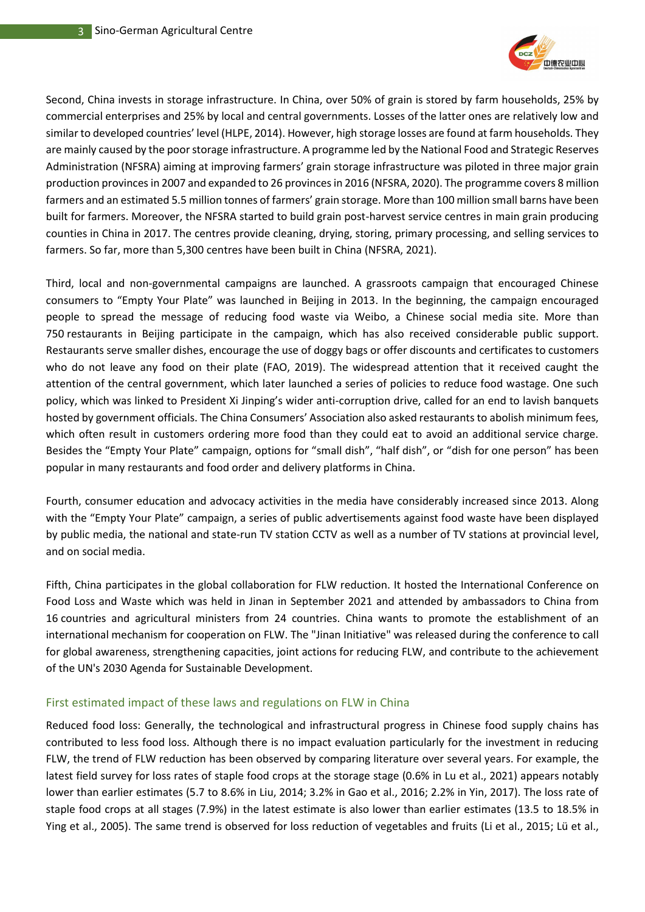Second, China invests in storage infrastructure. In China, over 50% of grain is stored by farm households, 25% by commercial enterprises and 25% by local and central governments. Losses of the latter ones are relatively low and similar to developed countries' level (HLPE, 2014). However, high storage losses are found at farm households. They are mainly caused by the poor storage infrastructure. A programme led by the National Food and Strategic Reserves Administration (NFSRA) aiming at improving farmers' grain storage infrastructure was piloted in three major grain production provinces in 2007 and expanded to 26 provinces in 2016 (NFSRA, 2020). The programme covers 8 million farmers and an estimated 5.5 million tonnes of farmers' grain storage. More than 100 million small barns have been built for farmers. Moreover, the NFSRA started to build grain post-harvest service centres in main grain producing counties in China in 2017. The centres provide cleaning, drying, storing, primary processing, and selling services to farmers. So far, more than 5,300 centres have been built in China (NFSRA, 2021).

Third, local and non-governmental campaigns are launched. A grassroots campaign that encouraged Chinese consumers to "Empty Your Plate" was launched in Beijing in 2013. In the beginning, the campaign encouraged people to spread the message of reducing food waste via Weibo, a Chinese social media site. More than 750 restaurants in Beijing participate in the campaign, which has also received considerable public support. Restaurants serve smaller dishes, encourage the use of doggy bags or offer discounts and certificates to customers who do not leave any food on their plate (FAO, 2019). The widespread attention that it received caught the attention of the central government, which later launched a series of policies to reduce food wastage. One such policy, which was linked to President Xi Jinping's wider anti-corruption drive, called for an end to lavish banquets hosted by government officials. The China Consumers' Association also asked restaurants to abolish minimum fees, which often result in customers ordering more food than they could eat to avoid an additional service charge. Besides the "Empty Your Plate" campaign, options for "small dish", "half dish", or "dish for one person" has been popular in many restaurants and food order and delivery platforms in China.

Fourth, consumer education and advocacy activities in the media have considerably increased since 2013. Along with the "Empty Your Plate" campaign, a series of public advertisements against food waste have been displayed by public media, the national and state-run TV station CCTV as well as a number of TV stations at provincial level, and on social media.

Fifth, China participates in the global collaboration for FLW reduction. It hosted the International Conference on Food Loss and Waste which was held in Jinan in September 2021 and attended by ambassadors to China from 16 countries and agricultural ministers from 24 countries. China wants to promote the establishment of an international mechanism for cooperation on FLW. The "Jinan Initiative" was released during the conference to call for global awareness, strengthening capacities, joint actions for reducing FLW, and contribute to the achievement of the UN's 2030 Agenda for Sustainable Development.

## First estimated impact of these laws and regulations on FLW in China

Reduced food loss: Generally, the technological and infrastructural progress in Chinese food supply chains has contributed to less food loss. Although there is no impact evaluation particularly for the investment in reducing FLW, the trend of FLW reduction has been observed by comparing literature over several years. For example, the latest field survey for loss rates of staple food crops at the storage stage (0.6% in Lu et al., 2021) appears notably lower than earlier estimates (5.7 to 8.6% in Liu, 2014; 3.2% in Gao et al., 2016; 2.2% in Yin, 2017). The loss rate of staple food crops at all stages (7.9%) in the latest estimate is also lower than earlier estimates (13.5 to 18.5% in Ying et al., 2005). The same trend is observed for loss reduction of vegetables and fruits (Li et al., 2015; Lü et al.,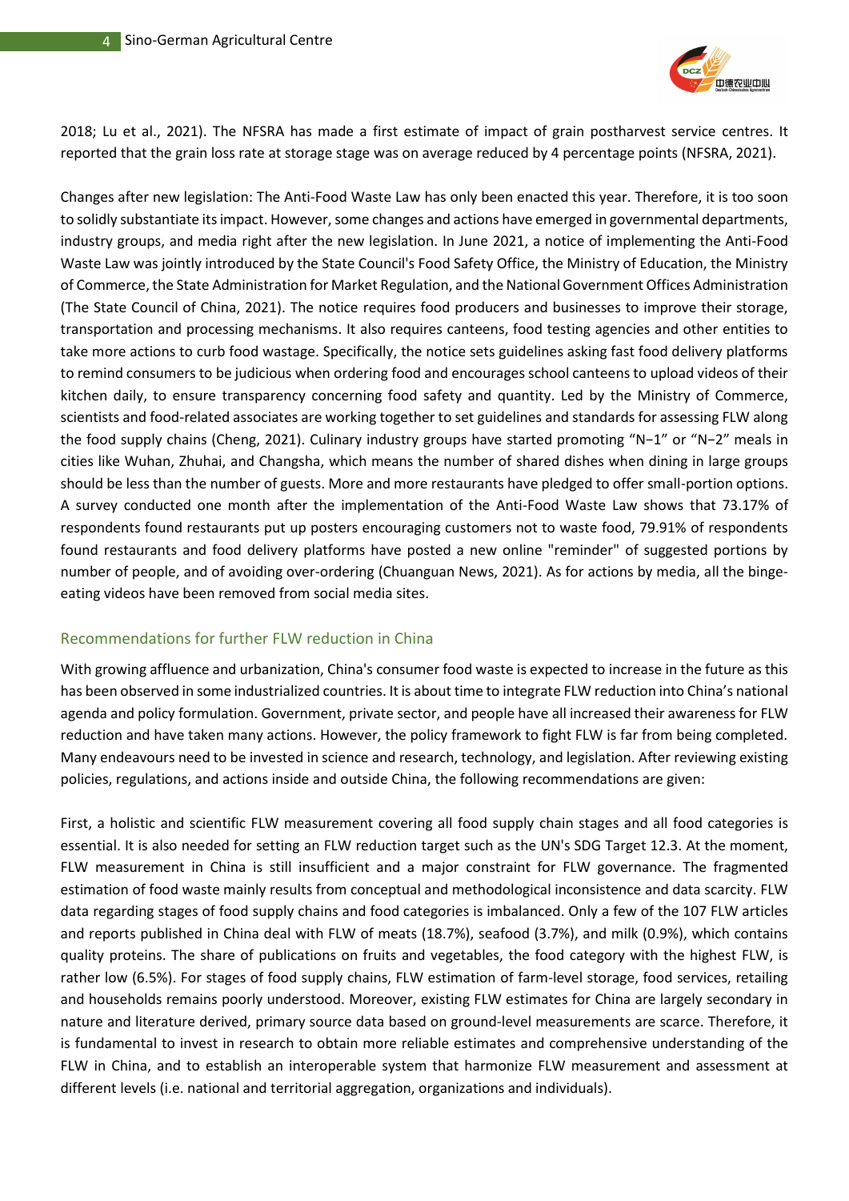2018; Lu et al., 2021). The NFSRA has made a first estimate of impact of grain postharvest service centres. It reported that the grain loss rate at storage stage was on average reduced by 4 percentage points (NFSRA, 2021).

Changes after new legislation: The Anti-Food Waste Law has only been enacted this year. Therefore, it is too soon to solidly substantiate its impact. However, some changes and actions have emerged in governmental departments, industry groups, and media right after the new legislation. In June 2021, a notice of implementing the Anti-Food Waste Law was jointly introduced by the State Council's Food Safety Office, the Ministry of Education, the Ministry of Commerce, the State Administration for Market Regulation, and the National Government Offices Administration (The State Council of China, 2021). The notice requires food producers and businesses to improve their storage, transportation and processing mechanisms. It also requires canteens, food testing agencies and other entities to take more actions to curb food wastage. Specifically, the notice sets guidelines asking fast food delivery platforms to remind consumers to be judicious when ordering food and encourages school canteens to upload videos of their kitchen daily, to ensure transparency concerning food safety and quantity. Led by the Ministry of Commerce, scientists and food-related associates are working together to set guidelines and standards for assessing FLW along the food supply chains (Cheng, 2021). Culinary industry groups have started promoting "N−1" or "N−2" meals in cities like Wuhan, Zhuhai, and Changsha, which means the number of shared dishes when dining in large groups should be less than the number of guests. More and more restaurants have pledged to offer small-portion options. A survey conducted one month after the implementation of the Anti-Food Waste Law shows that 73.17% of respondents found restaurants put up posters encouraging customers not to waste food, 79.91% of respondents found restaurants and food delivery platforms have posted a new online "reminder" of suggested portions by number of people, and of avoiding over-ordering (Chuanguan News, 2021). As for actions by media, all the binge-eating videos have been removed from social media sites.

## Recommendations for further FLW reduction in China

With growing affluence and urbanization, China's consumer food waste is expected to increase in the future as this has been observed in some industrialized countries. It is about time to integrate FLW reduction into China's national agenda and policy formulation. Government, private sector, and people have all increased their awareness for FLW reduction and have taken many actions. However, the policy framework to fight FLW is far from being completed. Many endeavours need to be invested in science and research, technology, and legislation. After reviewing existing policies, regulations, and actions inside and outside China, the following recommendations are given:

First, a holistic and scientific FLW measurement covering all food supply chain stages and all food categories is essential. It is also needed for setting an FLW reduction target such as the UN's SDG Target 12.3. At the moment, FLW measurement in China is still insufficient and a major constraint for FLW governance. The fragmented estimation of food waste mainly results from conceptual and methodological inconsistence and data scarcity. FLW data regarding stages of food supply chains and food categories is imbalanced. Only a few of the 107 FLW articles and reports published in China deal with FLW of meats (18.7%), seafood (3.7%), and milk (0.9%), which contains quality proteins. The share of publications on fruits and vegetables, the food category with the highest FLW, is rather low (6.5%). For stages of food supply chains, FLW estimation of farm-level storage, food services, retailing and households remains poorly understood. Moreover, existing FLW estimates for China are largely secondary in nature and literature derived, primary source data based on ground-level measurements are scarce. Therefore, it is fundamental to invest in research to obtain more reliable estimates and comprehensive understanding of the FLW in China, and to establish an interoperable system that harmonize FLW measurement and assessment at different levels (i.e. national and territorial aggregation, organizations and individuals).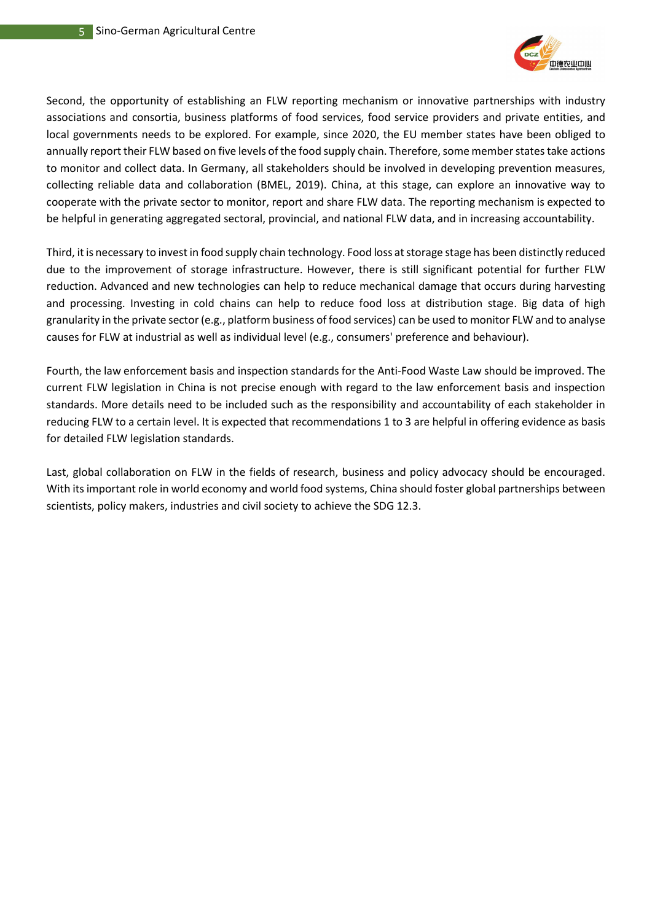Second, the opportunity of establishing an FLW reporting mechanism or innovative partnerships with industry associations and consortia, business platforms of food services, food service providers and private entities, and local governments needs to be explored. For example, since 2020, the EU member states have been obliged to annually report their FLW based on five levels of the food supply chain. Therefore, some member states take actions to monitor and collect data. In Germany, all stakeholders should be involved in developing prevention measures, collecting reliable data and collaboration (BMEL, 2019). China, at this stage, can explore an innovative way to cooperate with the private sector to monitor, report and share FLW data. The reporting mechanism is expected to be helpful in generating aggregated sectoral, provincial, and national FLW data, and in increasing accountability.

Third, it is necessary to invest in food supply chain technology. Food loss at storage stage has been distinctly reduced due to the improvement of storage infrastructure. However, there is still significant potential for further FLW reduction. Advanced and new technologies can help to reduce mechanical damage that occurs during harvesting and processing. Investing in cold chains can help to reduce food loss at distribution stage. Big data of high granularity in the private sector (e.g., platform business of food services) can be used to monitor FLW and to analyse causes for FLW at industrial as well as individual level (e.g., consumers' preference and behaviour).

Fourth, the law enforcement basis and inspection standards for the Anti-Food Waste Law should be improved. The current FLW legislation in China is not precise enough with regard to the law enforcement basis and inspection standards. More details need to be included such as the responsibility and accountability of each stakeholder in reducing FLW to a certain level. It is expected that recommendations 1 to 3 are helpful in offering evidence as basis for detailed FLW legislation standards.

Last, global collaboration on FLW in the fields of research, business and policy advocacy should be encouraged. With its important role in world economy and world food systems, China should foster global partnerships between scientists, policy makers, industries and civil society to achieve the SDG 12.3.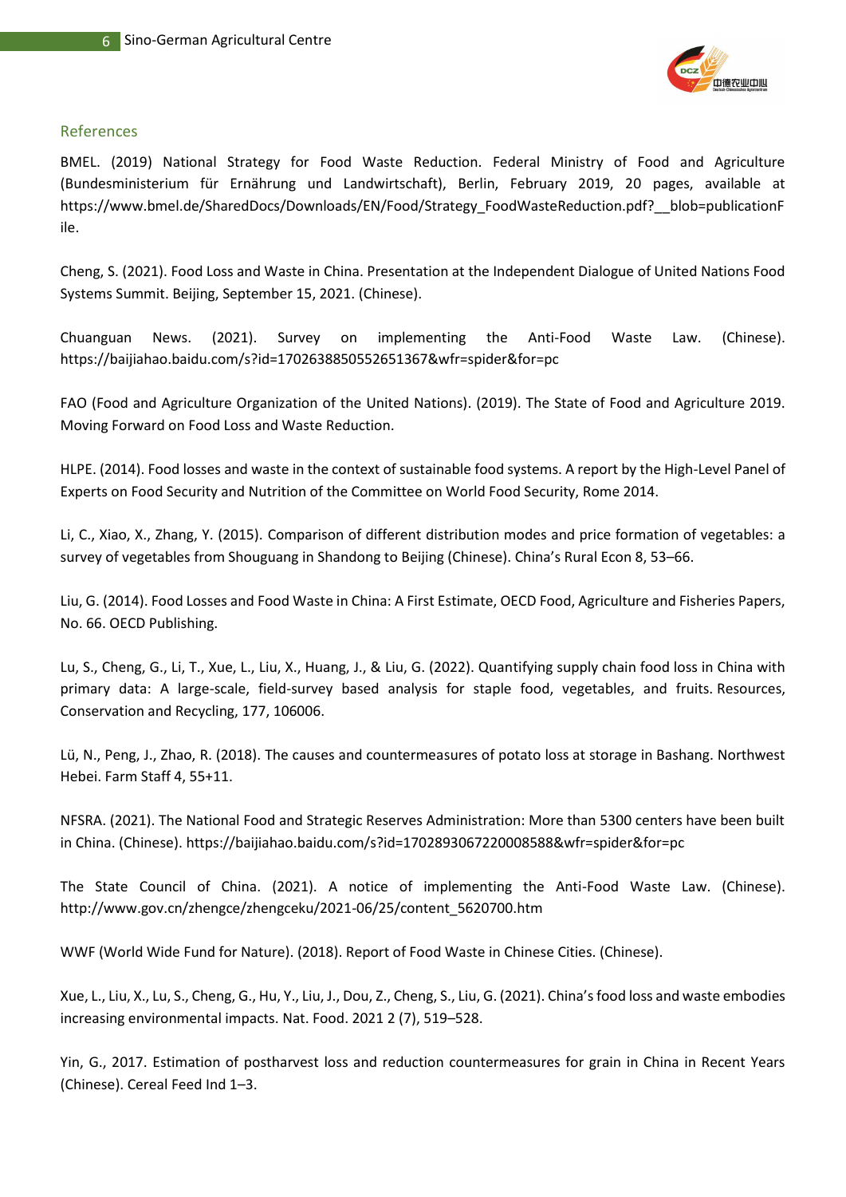## References

BMEL. (2019) National Strategy for Food Waste Reduction. Federal Ministry of Food and Agriculture (Bundesministerium für Ernährung und Landwirtschaft), Berlin, February 2019, 20 pages, available at https://www.bmel.de/SharedDocs/Downloads/EN/Food/Strategy_FoodWasteReduction.pdf?__blob=publicationFile.

Cheng, S. (2021). Food Loss and Waste in China. Presentation at the Independent Dialogue of United Nations Food Systems Summit. Beijing, September 15, 2021. (Chinese).

Chuanguan News. (2021). Survey on implementing the Anti-Food Waste Law. (Chinese). https://baijiahao.baidu.com/s?id=1702638850552651367&wfr=spider&for=pc

FAO (Food and Agriculture Organization of the United Nations). (2019). The State of Food and Agriculture 2019. Moving Forward on Food Loss and Waste Reduction.

HLPE. (2014). Food losses and waste in the context of sustainable food systems. A report by the High-Level Panel of Experts on Food Security and Nutrition of the Committee on World Food Security, Rome 2014.

Li, C., Xiao, X., Zhang, Y. (2015). Comparison of different distribution modes and price formation of vegetables: a survey of vegetables from Shouguang in Shandong to Beijing (Chinese). China's Rural Econ 8, 53–66.

Liu, G. (2014). Food Losses and Food Waste in China: A First Estimate, OECD Food, Agriculture and Fisheries Papers, No. 66. OECD Publishing.

Lu, S., Cheng, G., Li, T., Xue, L., Liu, X., Huang, J., & Liu, G. (2022). Quantifying supply chain food loss in China with primary data: A large-scale, field-survey based analysis for staple food, vegetables, and fruits. Resources, Conservation and Recycling, 177, 106006.

Lü, N., Peng, J., Zhao, R. (2018). The causes and countermeasures of potato loss at storage in Bashang. Northwest Hebei. Farm Staff 4, 55+11.

NFSRA. (2021). The National Food and Strategic Reserves Administration: More than 5300 centers have been built in China. (Chinese). https://baijiahao.baidu.com/s?id=1702893067220008588&wfr=spider&for=pc

The State Council of China. (2021). A notice of implementing the Anti-Food Waste Law. (Chinese). http://www.gov.cn/zhengce/zhengceku/2021-06/25/content_5620700.htm

WWF (World Wide Fund for Nature). (2018). Report of Food Waste in Chinese Cities. (Chinese).

Xue, L., Liu, X., Lu, S., Cheng, G., Hu, Y., Liu, J., Dou, Z., Cheng, S., Liu, G. (2021). China's food loss and waste embodies increasing environmental impacts. Nat. Food. 2021 2 (7), 519–528.

Yin, G., 2017. Estimation of postharvest loss and reduction countermeasures for grain in China in Recent Years (Chinese). Cereal Feed Ind 1–3.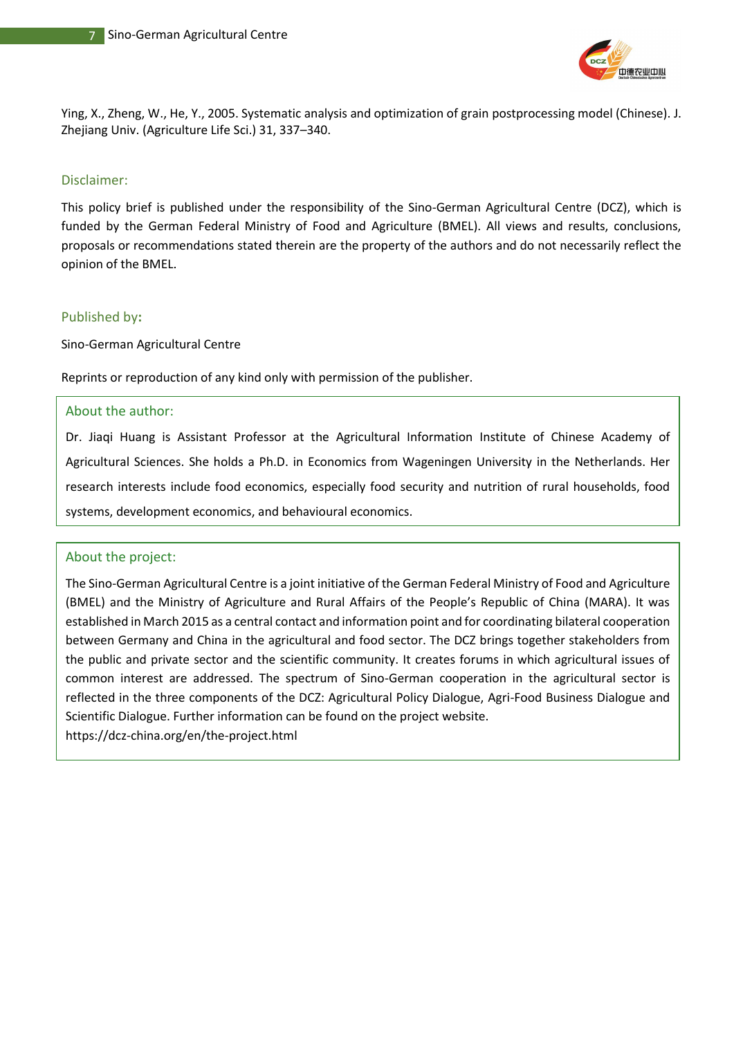Ying, X., Zheng, W., He, Y., 2005. Systematic analysis and optimization of grain postprocessing model (Chinese). J. Zhejiang Univ. (Agriculture Life Sci.) 31, 337–340.

## Disclaimer:

This policy brief is published under the responsibility of the Sino-German Agricultural Centre (DCZ), which is funded by the German Federal Ministry of Food and Agriculture (BMEL). All views and results, conclusions, proposals or recommendations stated therein are the property of the authors and do not necessarily reflect the opinion of the BMEL.

## Published by:

Sino-German Agricultural Centre

Reprints or reproduction of any kind only with permission of the publisher.

## About the author:

Dr. Jiaqi Huang is Assistant Professor at the Agricultural Information Institute of Chinese Academy of Agricultural Sciences. She holds a Ph.D. in Economics from Wageningen University in the Netherlands. Her research interests include food economics, especially food security and nutrition of rural households, food systems, development economics, and behavioural economics.

## About the project:

The Sino-German Agricultural Centre is a joint initiative of the German Federal Ministry of Food and Agriculture (BMEL) and the Ministry of Agriculture and Rural Affairs of the People's Republic of China (MARA). It was established in March 2015 as a central contact and information point and for coordinating bilateral cooperation between Germany and China in the agricultural and food sector. The DCZ brings together stakeholders from the public and private sector and the scientific community. It creates forums in which agricultural issues of common interest are addressed. The spectrum of Sino-German cooperation in the agricultural sector is reflected in the three components of the DCZ: Agricultural Policy Dialogue, Agri-Food Business Dialogue and Scientific Dialogue. Further information can be found on the project website.
https://dcz-china.org/en/the-project.html